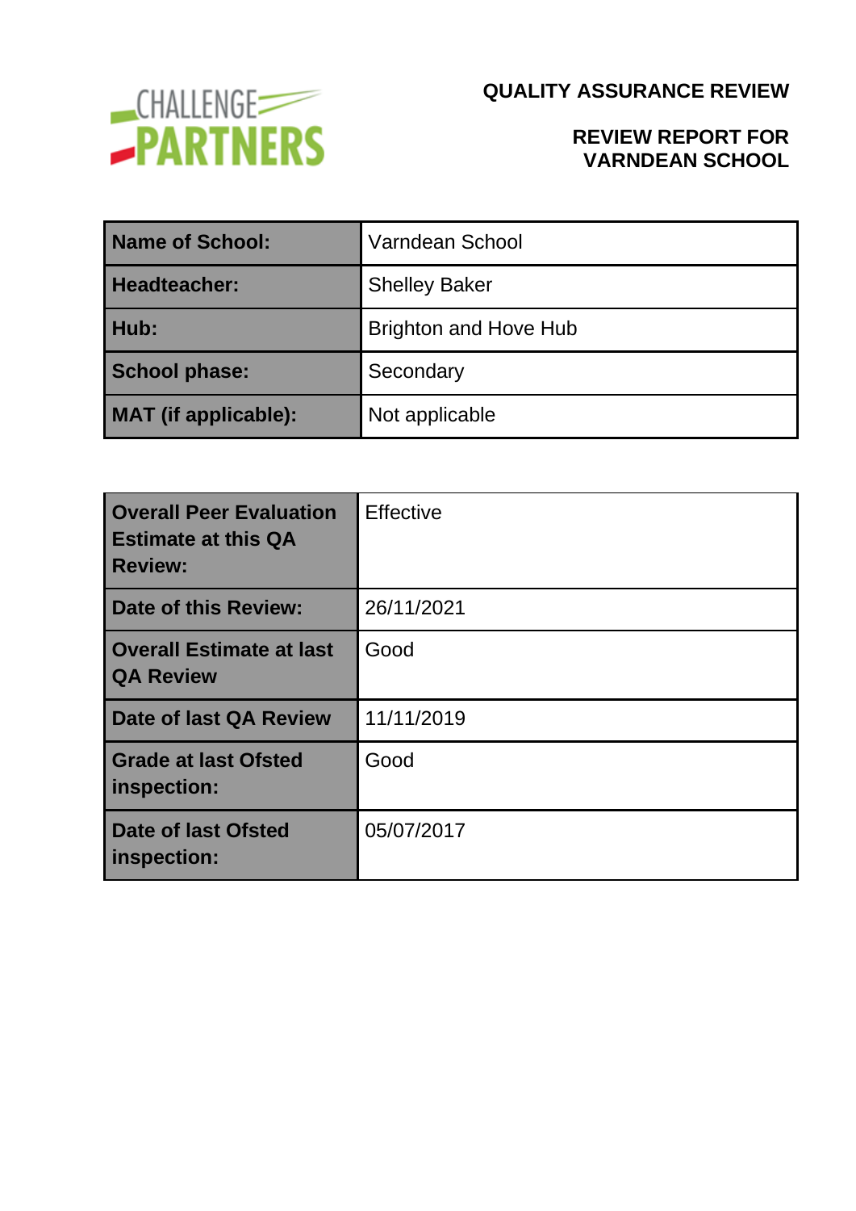CHALLENGE PARTNERS

# QUALITY ASSURANCE REVIEW

## REVIEW REPORT FOR VARNDEAN SCHOOL

| | |
|---|---|
| **Name of School:** | Varndean School |
| **Headteacher:** | Shelley Baker |
| **Hub:** | Brighton and Hove Hub |
| **School phase:** | Secondary |
| **MAT (if applicable):** | Not applicable |

| | |
|---|---|
| **Overall Peer Evaluation Estimate at this QA Review:** | Effective |
| **Date of this Review:** | 26/11/2021 |
| **Overall Estimate at last QA Review** | Good |
| **Date of last QA Review** | 11/11/2019 |
| **Grade at last Ofsted inspection:** | Good |
| **Date of last Ofsted inspection:** | 05/07/2017 |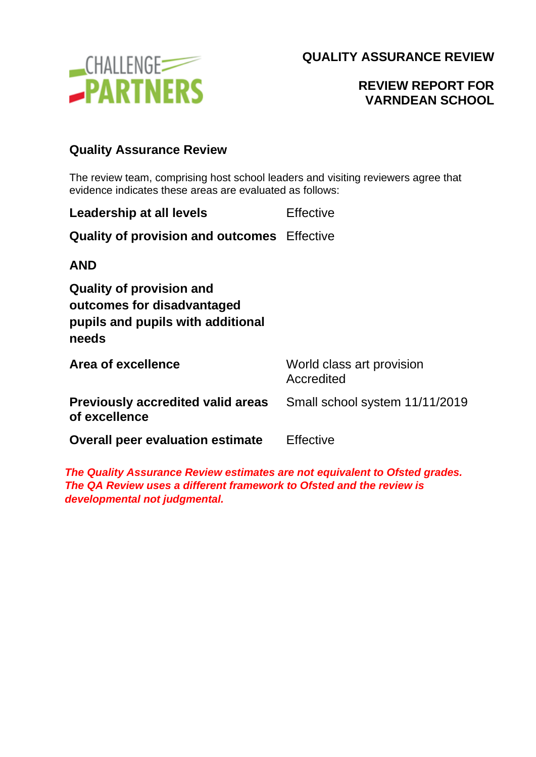# QUALITY ASSURANCE REVIEW

## REVIEW REPORT FOR VARNDEAN SCHOOL

### Quality Assurance Review

The review team, comprising host school leaders and visiting reviewers agree that evidence indicates these areas are evaluated as follows:

| | |
|---|---|
| **Leadership at all levels** | Effective |
| **Quality of provision and outcomes** | Effective |
| **AND** | |
| **Quality of provision and outcomes for disadvantaged pupils and pupils with additional needs** | |
| **Area of excellence** | World class art provision Accredited |
| **Previously accredited valid areas of excellence** | Small school system 11/11/2019 |
| **Overall peer evaluation estimate** | Effective |

***The Quality Assurance Review estimates are not equivalent to Ofsted grades. The QA Review uses a different framework to Ofsted and the review is developmental not judgmental.***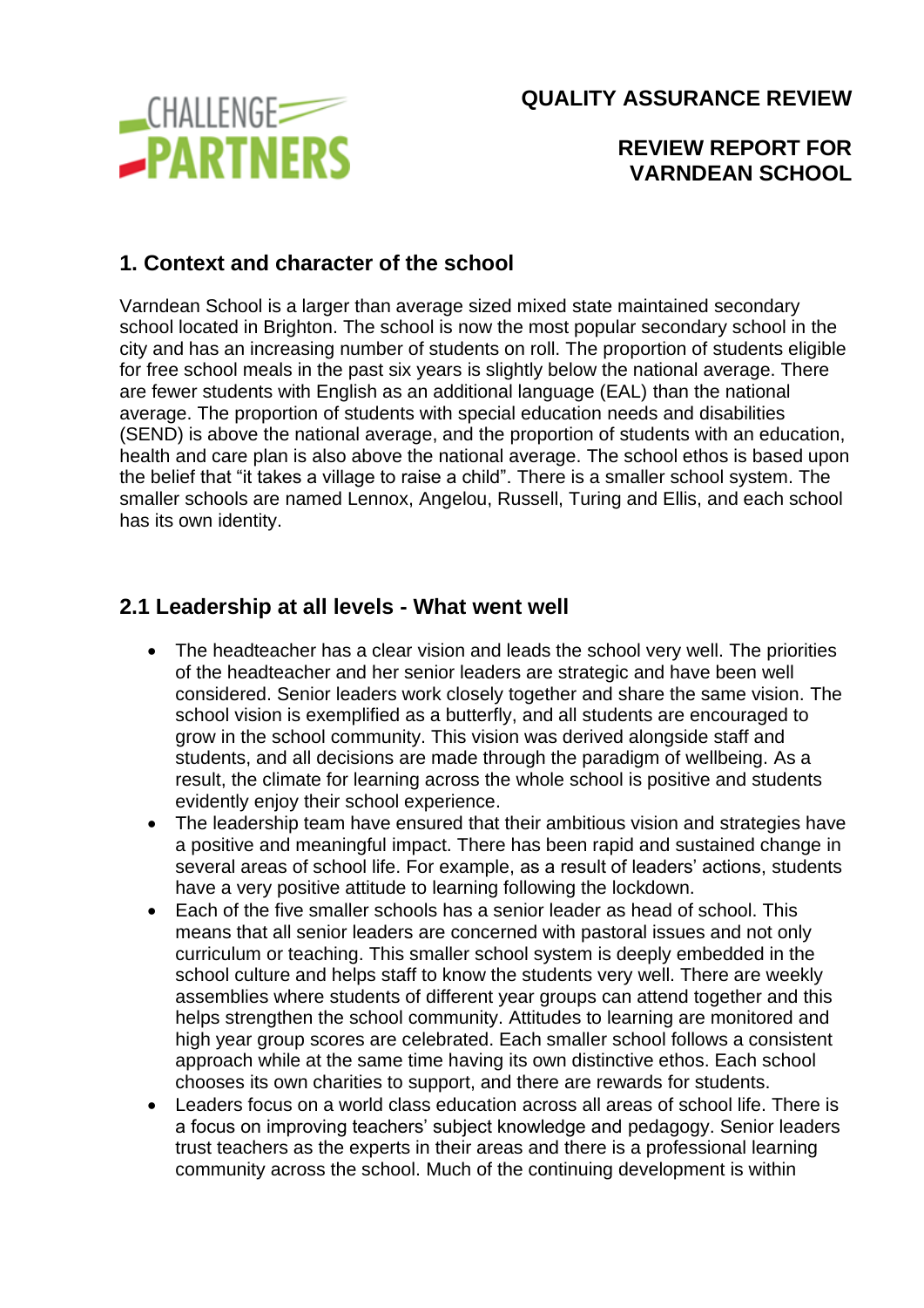**QUALITY ASSURANCE REVIEW**

**REVIEW REPORT FOR VARNDEAN SCHOOL**

## 1. Context and character of the school

Varndean School is a larger than average sized mixed state maintained secondary school located in Brighton. The school is now the most popular secondary school in the city and has an increasing number of students on roll. The proportion of students eligible for free school meals in the past six years is slightly below the national average. There are fewer students with English as an additional language (EAL) than the national average. The proportion of students with special education needs and disabilities (SEND) is above the national average, and the proportion of students with an education, health and care plan is also above the national average. The school ethos is based upon the belief that "it takes a village to raise a child". There is a smaller school system. The smaller schools are named Lennox, Angelou, Russell, Turing and Ellis, and each school has its own identity.

## 2.1 Leadership at all levels - What went well

- The headteacher has a clear vision and leads the school very well. The priorities of the headteacher and her senior leaders are strategic and have been well considered. Senior leaders work closely together and share the same vision. The school vision is exemplified as a butterfly, and all students are encouraged to grow in the school community. This vision was derived alongside staff and students, and all decisions are made through the paradigm of wellbeing. As a result, the climate for learning across the whole school is positive and students evidently enjoy their school experience.
- The leadership team have ensured that their ambitious vision and strategies have a positive and meaningful impact. There has been rapid and sustained change in several areas of school life. For example, as a result of leaders' actions, students have a very positive attitude to learning following the lockdown.
- Each of the five smaller schools has a senior leader as head of school. This means that all senior leaders are concerned with pastoral issues and not only curriculum or teaching. This smaller school system is deeply embedded in the school culture and helps staff to know the students very well. There are weekly assemblies where students of different year groups can attend together and this helps strengthen the school community. Attitudes to learning are monitored and high year group scores are celebrated. Each smaller school follows a consistent approach while at the same time having its own distinctive ethos. Each school chooses its own charities to support, and there are rewards for students.
- Leaders focus on a world class education across all areas of school life. There is a focus on improving teachers' subject knowledge and pedagogy. Senior leaders trust teachers as the experts in their areas and there is a professional learning community across the school. Much of the continuing development is within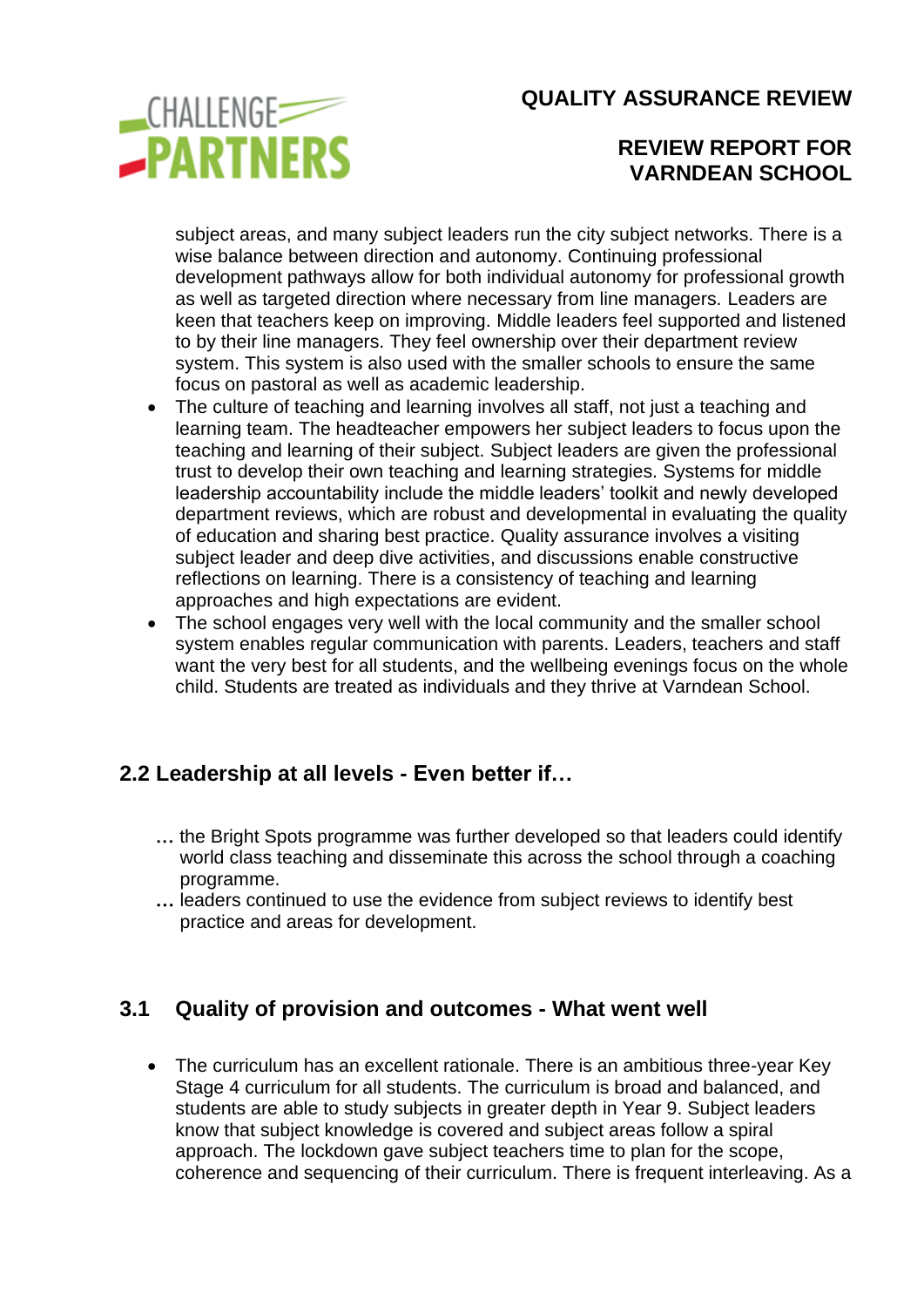subject areas, and many subject leaders run the city subject networks. There is a wise balance between direction and autonomy. Continuing professional development pathways allow for both individual autonomy for professional growth as well as targeted direction where necessary from line managers. Leaders are keen that teachers keep on improving. Middle leaders feel supported and listened to by their line managers. They feel ownership over their department review system. This system is also used with the smaller schools to ensure the same focus on pastoral as well as academic leadership.

- The culture of teaching and learning involves all staff, not just a teaching and learning team. The headteacher empowers her subject leaders to focus upon the teaching and learning of their subject. Subject leaders are given the professional trust to develop their own teaching and learning strategies. Systems for middle leadership accountability include the middle leaders' toolkit and newly developed department reviews, which are robust and developmental in evaluating the quality of education and sharing best practice. Quality assurance involves a visiting subject leader and deep dive activities, and discussions enable constructive reflections on learning. There is a consistency of teaching and learning approaches and high expectations are evident.
- The school engages very well with the local community and the smaller school system enables regular communication with parents. Leaders, teachers and staff want the very best for all students, and the wellbeing evenings focus on the whole child. Students are treated as individuals and they thrive at Varndean School.

## 2.2 Leadership at all levels - Even better if…

… the Bright Spots programme was further developed so that leaders could identify world class teaching and disseminate this across the school through a coaching programme.

… leaders continued to use the evidence from subject reviews to identify best practice and areas for development.

## 3.1 Quality of provision and outcomes - What went well

- The curriculum has an excellent rationale. There is an ambitious three-year Key Stage 4 curriculum for all students. The curriculum is broad and balanced, and students are able to study subjects in greater depth in Year 9. Subject leaders know that subject knowledge is covered and subject areas follow a spiral approach. The lockdown gave subject teachers time to plan for the scope, coherence and sequencing of their curriculum. There is frequent interleaving. As a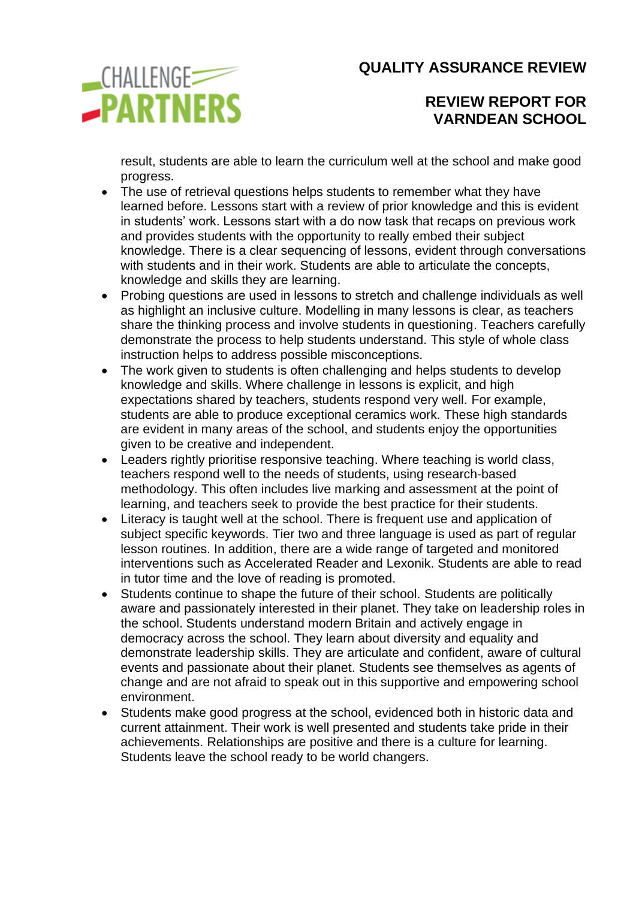result, students are able to learn the curriculum well at the school and make good progress.

- The use of retrieval questions helps students to remember what they have learned before. Lessons start with a review of prior knowledge and this is evident in students' work. Lessons start with a do now task that recaps on previous work and provides students with the opportunity to really embed their subject knowledge. There is a clear sequencing of lessons, evident through conversations with students and in their work. Students are able to articulate the concepts, knowledge and skills they are learning.
- Probing questions are used in lessons to stretch and challenge individuals as well as highlight an inclusive culture. Modelling in many lessons is clear, as teachers share the thinking process and involve students in questioning. Teachers carefully demonstrate the process to help students understand. This style of whole class instruction helps to address possible misconceptions.
- The work given to students is often challenging and helps students to develop knowledge and skills. Where challenge in lessons is explicit, and high expectations shared by teachers, students respond very well. For example, students are able to produce exceptional ceramics work. These high standards are evident in many areas of the school, and students enjoy the opportunities given to be creative and independent.
- Leaders rightly prioritise responsive teaching. Where teaching is world class, teachers respond well to the needs of students, using research-based methodology. This often includes live marking and assessment at the point of learning, and teachers seek to provide the best practice for their students.
- Literacy is taught well at the school. There is frequent use and application of subject specific keywords. Tier two and three language is used as part of regular lesson routines. In addition, there are a wide range of targeted and monitored interventions such as Accelerated Reader and Lexonik. Students are able to read in tutor time and the love of reading is promoted.
- Students continue to shape the future of their school. Students are politically aware and passionately interested in their planet. They take on leadership roles in the school. Students understand modern Britain and actively engage in democracy across the school. They learn about diversity and equality and demonstrate leadership skills. They are articulate and confident, aware of cultural events and passionate about their planet. Students see themselves as agents of change and are not afraid to speak out in this supportive and empowering school environment.
- Students make good progress at the school, evidenced both in historic data and current attainment. Their work is well presented and students take pride in their achievements. Relationships are positive and there is a culture for learning. Students leave the school ready to be world changers.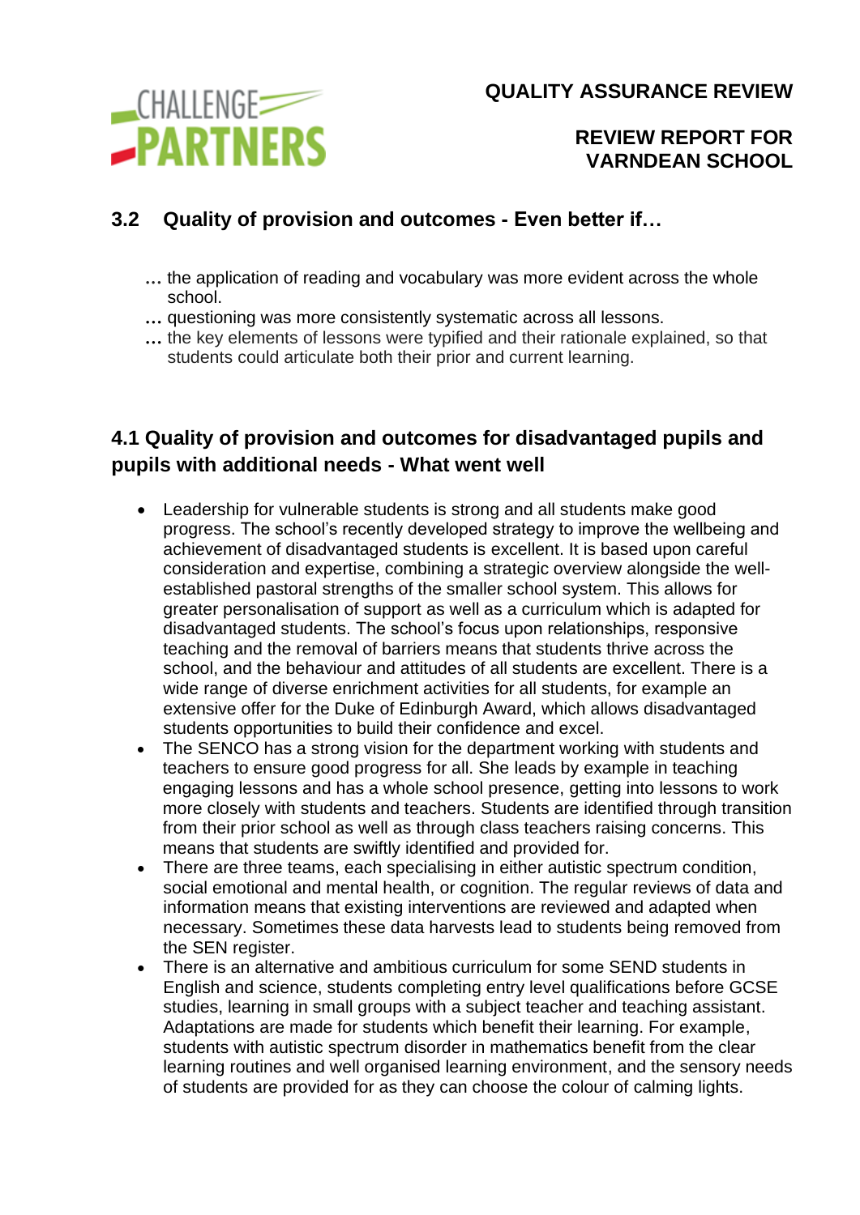## 3.2 Quality of provision and outcomes - Even better if…

- … the application of reading and vocabulary was more evident across the whole school.
- … questioning was more consistently systematic across all lessons.
- … the key elements of lessons were typified and their rationale explained, so that students could articulate both their prior and current learning.

## 4.1 Quality of provision and outcomes for disadvantaged pupils and pupils with additional needs - What went well

- Leadership for vulnerable students is strong and all students make good progress. The school's recently developed strategy to improve the wellbeing and achievement of disadvantaged students is excellent. It is based upon careful consideration and expertise, combining a strategic overview alongside the well-established pastoral strengths of the smaller school system. This allows for greater personalisation of support as well as a curriculum which is adapted for disadvantaged students. The school's focus upon relationships, responsive teaching and the removal of barriers means that students thrive across the school, and the behaviour and attitudes of all students are excellent. There is a wide range of diverse enrichment activities for all students, for example an extensive offer for the Duke of Edinburgh Award, which allows disadvantaged students opportunities to build their confidence and excel.
- The SENCO has a strong vision for the department working with students and teachers to ensure good progress for all. She leads by example in teaching engaging lessons and has a whole school presence, getting into lessons to work more closely with students and teachers. Students are identified through transition from their prior school as well as through class teachers raising concerns. This means that students are swiftly identified and provided for.
- There are three teams, each specialising in either autistic spectrum condition, social emotional and mental health, or cognition. The regular reviews of data and information means that existing interventions are reviewed and adapted when necessary. Sometimes these data harvests lead to students being removed from the SEN register.
- There is an alternative and ambitious curriculum for some SEND students in English and science, students completing entry level qualifications before GCSE studies, learning in small groups with a subject teacher and teaching assistant. Adaptations are made for students which benefit their learning. For example, students with autistic spectrum disorder in mathematics benefit from the clear learning routines and well organised learning environment, and the sensory needs of students are provided for as they can choose the colour of calming lights.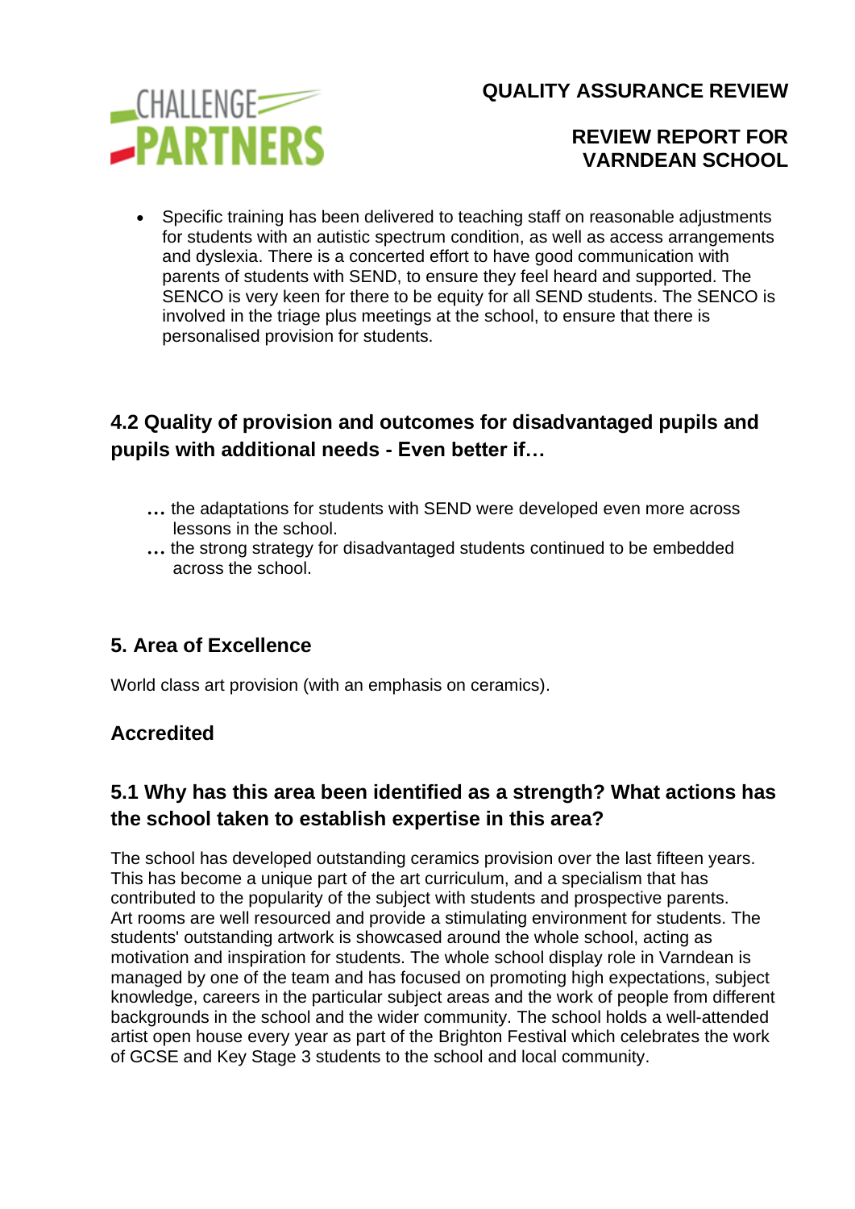- Specific training has been delivered to teaching staff on reasonable adjustments for students with an autistic spectrum condition, as well as access arrangements and dyslexia. There is a concerted effort to have good communication with parents of students with SEND, to ensure they feel heard and supported. The SENCO is very keen for there to be equity for all SEND students. The SENCO is involved in the triage plus meetings at the school, to ensure that there is personalised provision for students.

## 4.2 Quality of provision and outcomes for disadvantaged pupils and pupils with additional needs - Even better if…

**…** the adaptations for students with SEND were developed even more across lessons in the school.

**…** the strong strategy for disadvantaged students continued to be embedded across the school.

## 5. Area of Excellence

World class art provision (with an emphasis on ceramics).

### Accredited

## 5.1 Why has this area been identified as a strength? What actions has the school taken to establish expertise in this area?

The school has developed outstanding ceramics provision over the last fifteen years. This has become a unique part of the art curriculum, and a specialism that has contributed to the popularity of the subject with students and prospective parents. Art rooms are well resourced and provide a stimulating environment for students. The students' outstanding artwork is showcased around the whole school, acting as motivation and inspiration for students. The whole school display role in Varndean is managed by one of the team and has focused on promoting high expectations, subject knowledge, careers in the particular subject areas and the work of people from different backgrounds in the school and the wider community. The school holds a well-attended artist open house every year as part of the Brighton Festival which celebrates the work of GCSE and Key Stage 3 students to the school and local community.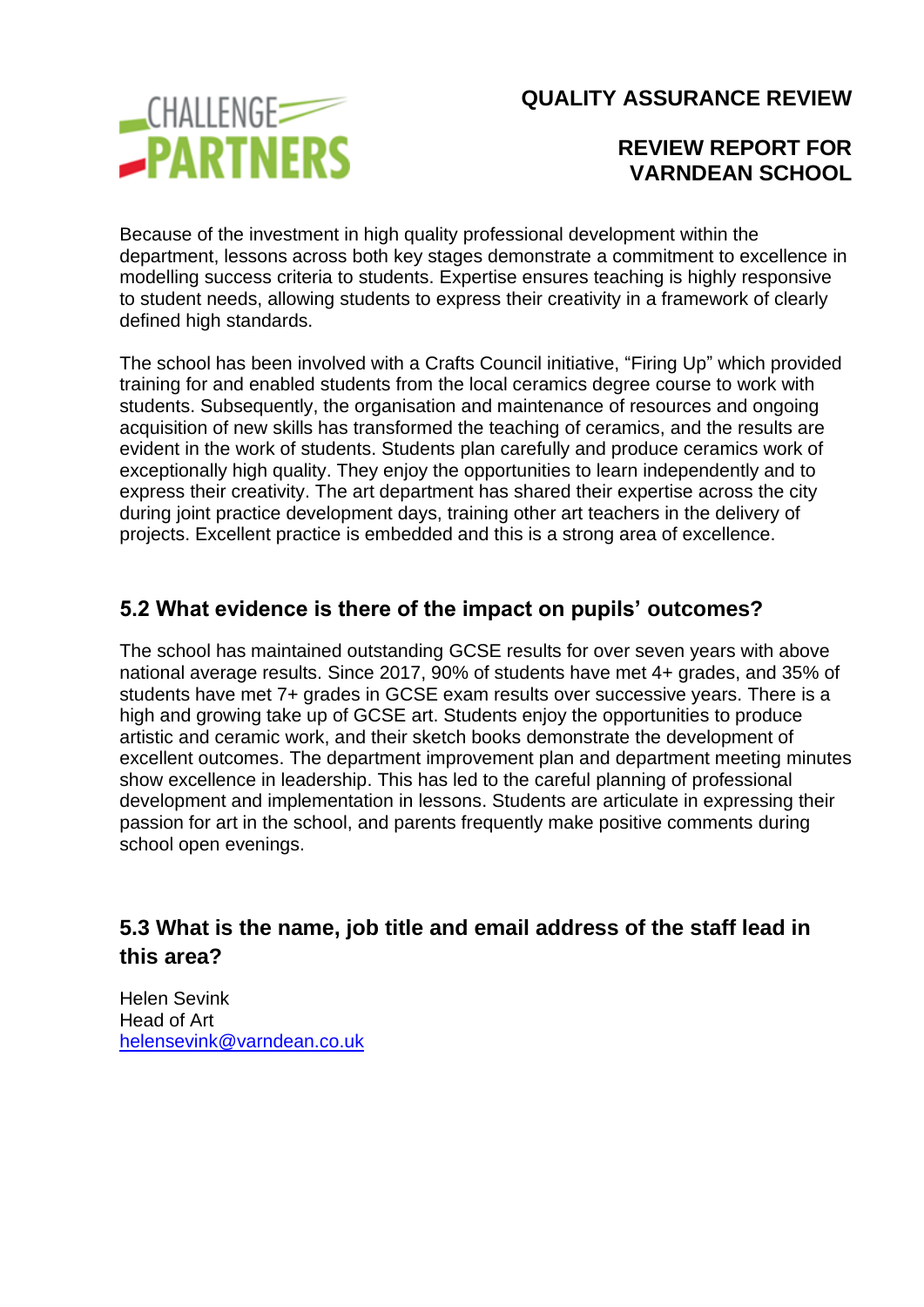Because of the investment in high quality professional development within the department, lessons across both key stages demonstrate a commitment to excellence in modelling success criteria to students. Expertise ensures teaching is highly responsive to student needs, allowing students to express their creativity in a framework of clearly defined high standards.

The school has been involved with a Crafts Council initiative, "Firing Up" which provided training for and enabled students from the local ceramics degree course to work with students. Subsequently, the organisation and maintenance of resources and ongoing acquisition of new skills has transformed the teaching of ceramics, and the results are evident in the work of students. Students plan carefully and produce ceramics work of exceptionally high quality. They enjoy the opportunities to learn independently and to express their creativity. The art department has shared their expertise across the city during joint practice development days, training other art teachers in the delivery of projects. Excellent practice is embedded and this is a strong area of excellence.

## 5.2 What evidence is there of the impact on pupils' outcomes?

The school has maintained outstanding GCSE results for over seven years with above national average results. Since 2017, 90% of students have met 4+ grades, and 35% of students have met 7+ grades in GCSE exam results over successive years. There is a high and growing take up of GCSE art. Students enjoy the opportunities to produce artistic and ceramic work, and their sketch books demonstrate the development of excellent outcomes. The department improvement plan and department meeting minutes show excellence in leadership. This has led to the careful planning of professional development and implementation in lessons. Students are articulate in expressing their passion for art in the school, and parents frequently make positive comments during school open evenings.

## 5.3 What is the name, job title and email address of the staff lead in this area?

Helen Sevink
Head of Art
helensevink@varndean.co.uk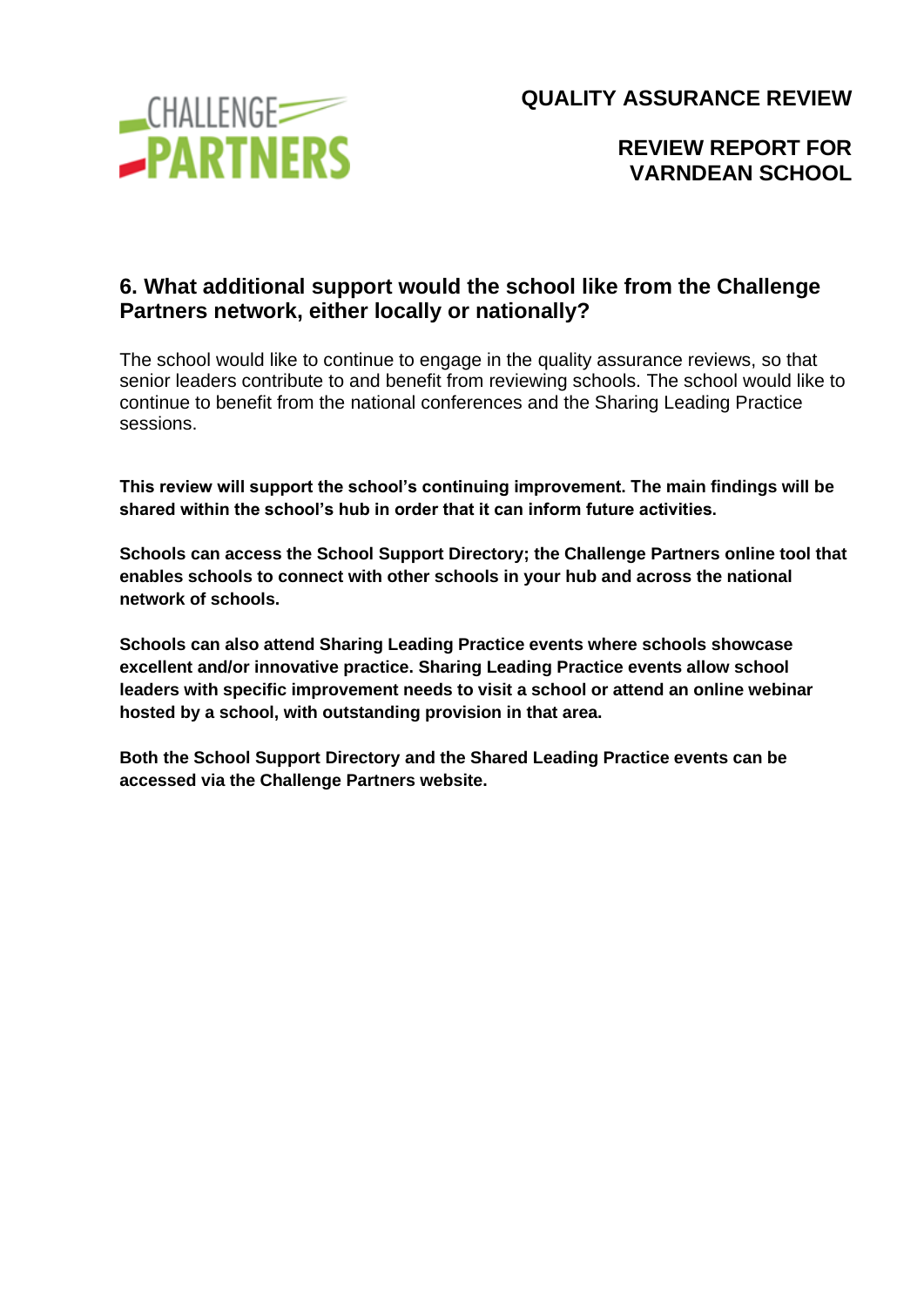## 6. What additional support would the school like from the Challenge Partners network, either locally or nationally?

The school would like to continue to engage in the quality assurance reviews, so that senior leaders contribute to and benefit from reviewing schools. The school would like to continue to benefit from the national conferences and the Sharing Leading Practice sessions.

**This review will support the school's continuing improvement. The main findings will be shared within the school's hub in order that it can inform future activities.**

**Schools can access the School Support Directory; the Challenge Partners online tool that enables schools to connect with other schools in your hub and across the national network of schools.**

**Schools can also attend Sharing Leading Practice events where schools showcase excellent and/or innovative practice. Sharing Leading Practice events allow school leaders with specific improvement needs to visit a school or attend an online webinar hosted by a school, with outstanding provision in that area.**

**Both the School Support Directory and the Shared Leading Practice events can be accessed via the Challenge Partners website.**